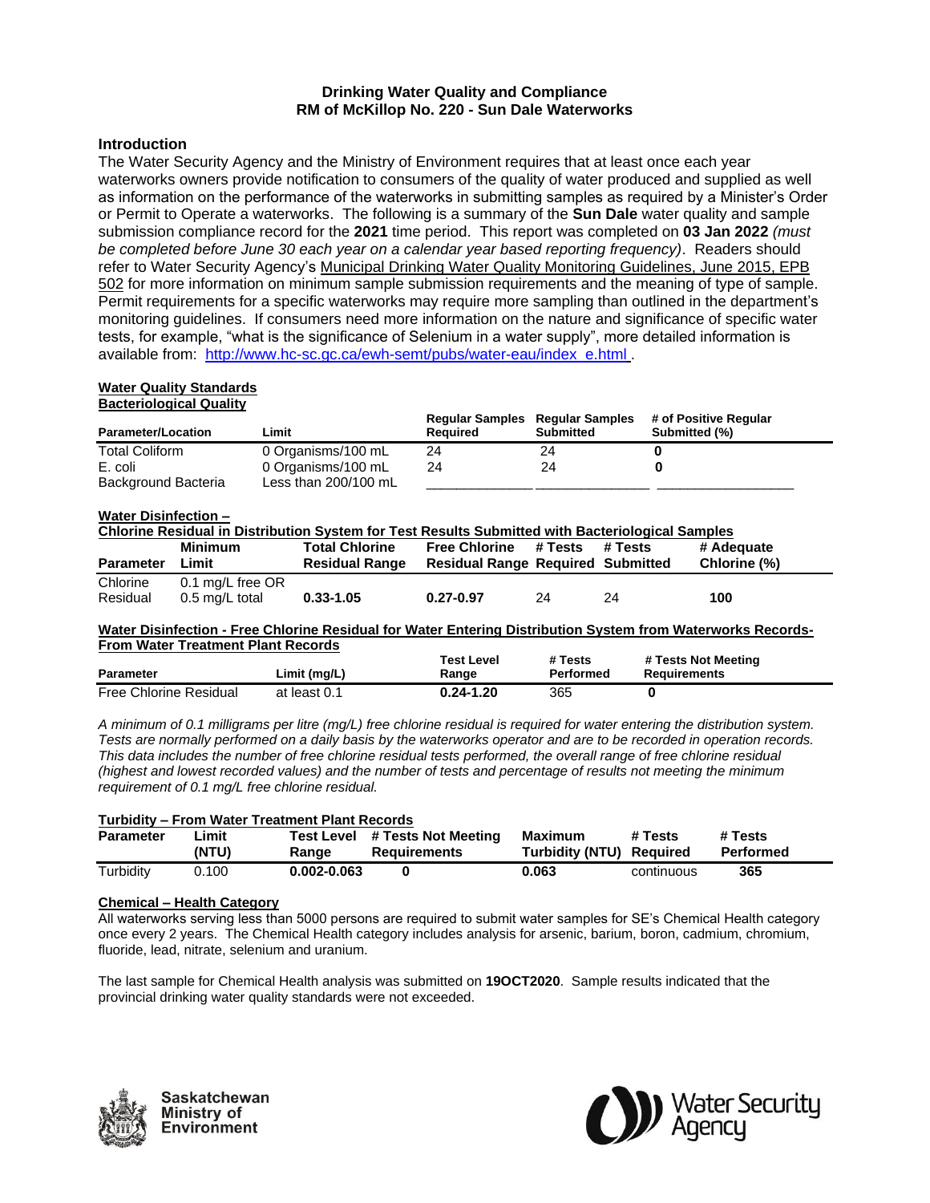**Drinking Water Quality and Compliance**
**RM of McKillop No. 220 - Sun Dale Waterworks**

## Introduction

The Water Security Agency and the Ministry of Environment requires that at least once each year waterworks owners provide notification to consumers of the quality of water produced and supplied as well as information on the performance of the waterworks in submitting samples as required by a Minister's Order or Permit to Operate a waterworks. The following is a summary of the **Sun Dale** water quality and sample submission compliance record for the **2021** time period. This report was completed on **03 Jan 2022** *(must be completed before June 30 each year on a calendar year based reporting frequency)*. Readers should refer to Water Security Agency's Municipal Drinking Water Quality Monitoring Guidelines, June 2015, EPB 502 for more information on minimum sample submission requirements and the meaning of type of sample. Permit requirements for a specific waterworks may require more sampling than outlined in the department's monitoring guidelines. If consumers need more information on the nature and significance of specific water tests, for example, "what is the significance of Selenium in a water supply", more detailed information is available from: http://www.hc-sc.gc.ca/ewh-semt/pubs/water-eau/index_e.html .

### Water Quality Standards

#### Bacteriological Quality

| Parameter/Location | Limit | Regular Samples Required | Regular Samples Submitted | # of Positive Regular Submitted (%) |
|---|---|---|---|---|
| Total Coliform | 0 Organisms/100 mL | 24 | 24 | **0** |
| E. coli | 0 Organisms/100 mL | 24 | 24 | **0** |
| Background Bacteria | Less than 200/100 mL | | | |

#### Water Disinfection – Chlorine Residual in Distribution System for Test Results Submitted with Bacteriological Samples

| Parameter | Minimum Limit | Total Chlorine Residual Range | Free Chlorine Residual Range | # Tests Required | # Tests Submitted | # Adequate Chlorine (%) |
|---|---|---|---|---|---|---|
| Chlorine Residual | 0.1 mg/L free OR 0.5 mg/L total | **0.33-1.05** | **0.27-0.97** | 24 | 24 | **100** |

#### Water Disinfection - Free Chlorine Residual for Water Entering Distribution System from Waterworks Records- From Water Treatment Plant Records

| Parameter | Limit (mg/L) | Test Level Range | # Tests Performed | # Tests Not Meeting Requirements |
|---|---|---|---|---|
| Free Chlorine Residual | at least 0.1 | **0.24-1.20** | 365 | **0** |

*A minimum of 0.1 milligrams per litre (mg/L) free chlorine residual is required for water entering the distribution system. Tests are normally performed on a daily basis by the waterworks operator and are to be recorded in operation records. This data includes the number of free chlorine residual tests performed, the overall range of free chlorine residual (highest and lowest recorded values) and the number of tests and percentage of results not meeting the minimum requirement of 0.1 mg/L free chlorine residual.*

#### Turbidity – From Water Treatment Plant Records

| Parameter | Limit (NTU) | Test Level Range | # Tests Not Meeting Requirements | Maximum Turbidity (NTU) | # Tests Required | # Tests Performed |
|---|---|---|---|---|---|---|
| Turbidity | 0.100 | **0.002-0.063** | **0** | **0.063** | continuous | **365** |

#### Chemical – Health Category

All waterworks serving less than 5000 persons are required to submit water samples for SE's Chemical Health category once every 2 years. The Chemical Health category includes analysis for arsenic, barium, boron, cadmium, chromium, fluoride, lead, nitrate, selenium and uranium.

The last sample for Chemical Health analysis was submitted on **19OCT2020**. Sample results indicated that the provincial drinking water quality standards were not exceeded.

Saskatchewan Ministry of Environment

Water Security Agency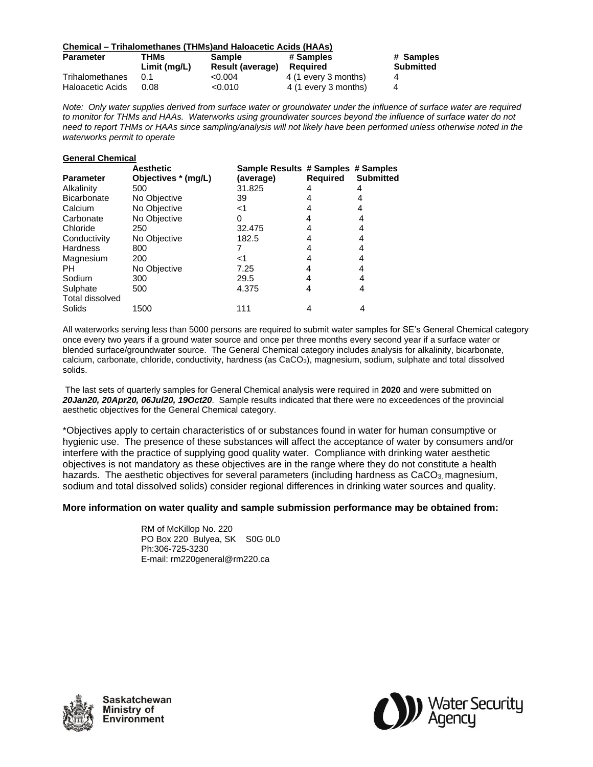**Chemical – Trihalomethanes (THMs)and Haloacetic Acids (HAAs)**

| Parameter | THMs Limit (mg/L) | Sample Result (average) | # Samples Required | # Samples Submitted |
|---|---|---|---|---|
| Trihalomethanes | 0.1 | <0.004 | 4 (1 every 3 months) | 4 |
| Haloacetic Acids | 0.08 | <0.010 | 4 (1 every 3 months) | 4 |

*Note: Only water supplies derived from surface water or groundwater under the influence of surface water are required to monitor for THMs and HAAs. Waterworks using groundwater sources beyond the influence of surface water do not need to report THMs or HAAs since sampling/analysis will not likely have been performed unless otherwise noted in the waterworks permit to operate*

**General Chemical**

| Parameter | Aesthetic Objectives * (mg/L) | Sample Results (average) | # Samples Required | # Samples Submitted |
|---|---|---|---|---|
| Alkalinity | 500 | 31.825 | 4 | 4 |
| Bicarbonate | No Objective | 39 | 4 | 4 |
| Calcium | No Objective | <1 | 4 | 4 |
| Carbonate | No Objective | 0 | 4 | 4 |
| Chloride | 250 | 32.475 | 4 | 4 |
| Conductivity | No Objective | 182.5 | 4 | 4 |
| Hardness | 800 | 7 | 4 | 4 |
| Magnesium | 200 | <1 | 4 | 4 |
| PH | No Objective | 7.25 | 4 | 4 |
| Sodium | 300 | 29.5 | 4 | 4 |
| Sulphate | 500 | 4.375 | 4 | 4 |
| Total dissolved Solids | 1500 | 111 | 4 | 4 |

All waterworks serving less than 5000 persons are required to submit water samples for SE's General Chemical category once every two years if a ground water source and once per three months every second year if a surface water or blended surface/groundwater source. The General Chemical category includes analysis for alkalinity, bicarbonate, calcium, carbonate, chloride, conductivity, hardness (as $CaCO_3$), magnesium, sodium, sulphate and total dissolved solids.

The last sets of quarterly samples for General Chemical analysis were required in **2020** and were submitted on ***20Jan20, 20Apr20, 06Jul20, 19Oct20***. Sample results indicated that there were no exceedences of the provincial aesthetic objectives for the General Chemical category.

*Objectives apply to certain characteristics of or substances found in water for human consumptive or hygienic use. The presence of these substances will affect the acceptance of water by consumers and/or interfere with the practice of supplying good quality water. Compliance with drinking water aesthetic objectives is not mandatory as these objectives are in the range where they do not constitute a health hazards. The aesthetic objectives for several parameters (including hardness as $CaCO_3$, magnesium, sodium and total dissolved solids) consider regional differences in drinking water sources and quality.

**More information on water quality and sample submission performance may be obtained from:**

RM of McKillop No. 220
PO Box 220 Bulyea, SK S0G 0L0
Ph:306-725-3230
E-mail: rm220general@rm220.ca

Saskatchewan Ministry of Environment

Water Security Agency